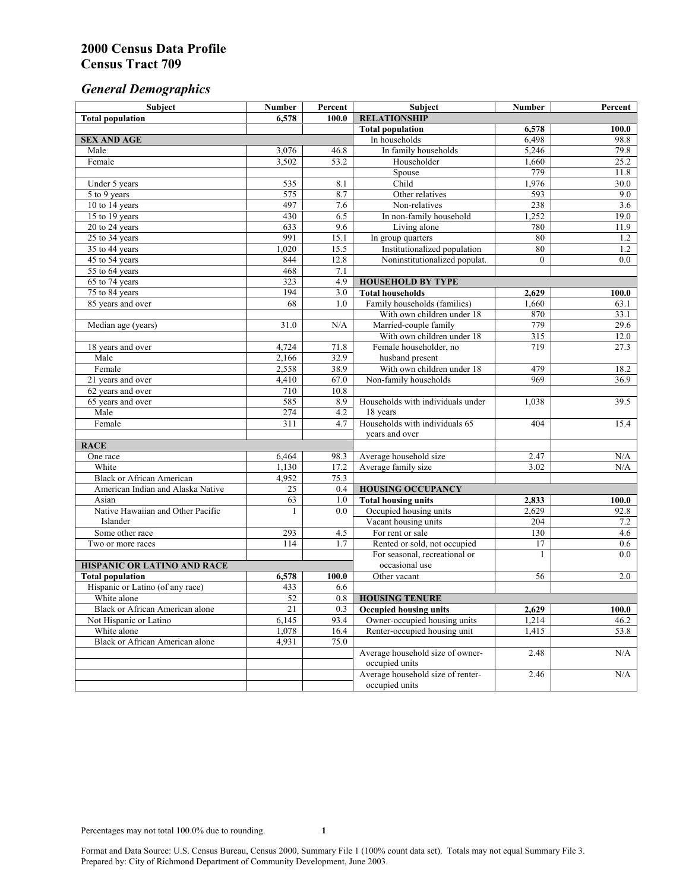# 2000 Census Data Profile
# Census Tract 709

## *General Demographics*

| Subject | Number | Percent | Subject | Number | Percent |
|---|---|---|---|---|---|
| **Total population** | **6,578** | **100.0** | **RELATIONSHIP** | | |
| | | | **Total population** | **6,578** | **100.0** |
| **SEX AND AGE** | | | In households | 6,498 | 98.8 |
| Male | 3,076 | 46.8 | In family households | 5,246 | 79.8 |
| Female | 3,502 | 53.2 | Householder | 1,660 | 25.2 |
| | | | Spouse | 779 | 11.8 |
| Under 5 years | 535 | 8.1 | Child | 1,976 | 30.0 |
| 5 to 9 years | 575 | 8.7 | Other relatives | 593 | 9.0 |
| 10 to 14 years | 497 | 7.6 | Non-relatives | 238 | 3.6 |
| 15 to 19 years | 430 | 6.5 | In non-family household | 1,252 | 19.0 |
| 20 to 24 years | 633 | 9.6 | Living alone | 780 | 11.9 |
| 25 to 34 years | 991 | 15.1 | In group quarters | 80 | 1.2 |
| 35 to 44 years | 1,020 | 15.5 | Institutionalized population | 80 | 1.2 |
| 45 to 54 years | 844 | 12.8 | Noninstitutionalized populat. | 0 | 0.0 |
| 55 to 64 years | 468 | 7.1 | | | |
| 65 to 74 years | 323 | 4.9 | **HOUSEHOLD BY TYPE** | | |
| 75 to 84 years | 194 | 3.0 | **Total households** | **2,629** | **100.0** |
| 85 years and over | 68 | 1.0 | Family households (families) | 1,660 | 63.1 |
| | | | With own children under 18 | 870 | 33.1 |
| Median age (years) | 31.0 | N/A | Married-couple family | 779 | 29.6 |
| | | | With own children under 18 | 315 | 12.0 |
| 18 years and over | 4,724 | 71.8 | Female householder, no husband present | 719 | 27.3 |
| Male | 2,166 | 32.9 | | | |
| Female | 2,558 | 38.9 | With own children under 18 | 479 | 18.2 |
| 21 years and over | 4,410 | 67.0 | Non-family households | 969 | 36.9 |
| 62 years and over | 710 | 10.8 | | | |
| 65 years and over | 585 | 8.9 | Households with individuals under 18 years | 1,038 | 39.5 |
| Male | 274 | 4.2 | | | |
| Female | 311 | 4.7 | Households with individuals 65 years and over | 404 | 15.4 |
| **RACE** | | | | | |
| One race | 6,464 | 98.3 | Average household size | 2.47 | N/A |
| White | 1,130 | 17.2 | Average family size | 3.02 | N/A |
| Black or African American | 4,952 | 75.3 | | | |
| American Indian and Alaska Native | 25 | 0.4 | **HOUSING OCCUPANCY** | | |
| Asian | 63 | 1.0 | **Total housing units** | **2,833** | **100.0** |
| Native Hawaiian and Other Pacific Islander | 1 | 0.0 | Occupied housing units | 2,629 | 92.8 |
| | | | Vacant housing units | 204 | 7.2 |
| Some other race | 293 | 4.5 | For rent or sale | 130 | 4.6 |
| Two or more races | 114 | 1.7 | Rented or sold, not occupied | 17 | 0.6 |
| | | | For seasonal, recreational or occasional use | 1 | 0.0 |
| **HISPANIC OR LATINO AND RACE** | | | | | |
| **Total population** | **6,578** | **100.0** | Other vacant | 56 | 2.0 |
| Hispanic or Latino (of any race) | 433 | 6.6 | | | |
| White alone | 52 | 0.8 | **HOUSING TENURE** | | |
| Black or African American alone | 21 | 0.3 | **Occupied housing units** | **2,629** | **100.0** |
| Not Hispanic or Latino | 6,145 | 93.4 | Owner-occupied housing units | 1,214 | 46.2 |
| White alone | 1,078 | 16.4 | Renter-occupied housing unit | 1,415 | 53.8 |
| Black or African American alone | 4,931 | 75.0 | | | |
| | | | Average household size of owner-occupied units | 2.48 | N/A |
| | | | Average household size of renter-occupied units | 2.46 | N/A |

Percentages may not total 100.0% due to rounding.

Format and Data Source: U.S. Census Bureau, Census 2000, Summary File 1 (100% count data set). Totals may not equal Summary File 3.
Prepared by: City of Richmond Department of Community Development, June 2003.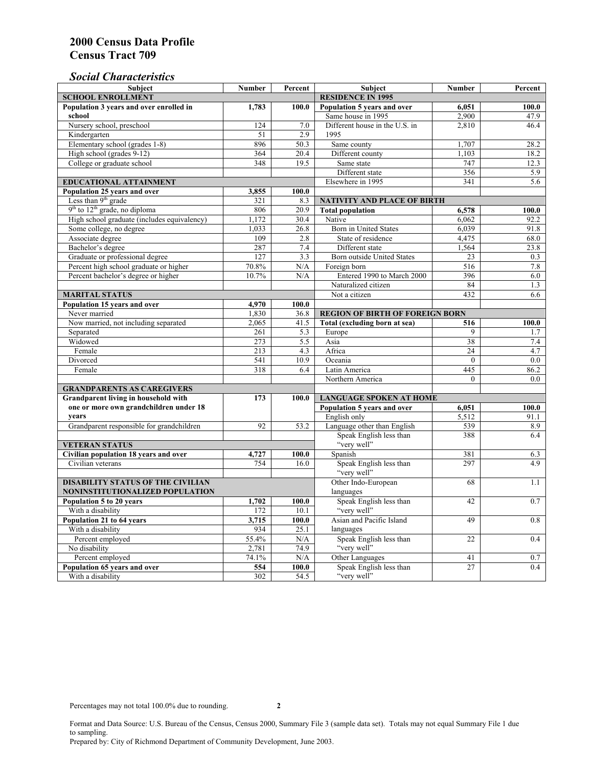# 2000 Census Data Profile
# Census Tract 709

## *Social Characteristics*

| Subject | Number | Percent |
|---|---|---|
| **SCHOOL ENROLLMENT** | | |
| **Population 3 years and over enrolled in school** | **1,783** | **100.0** |
| Nursery school, preschool | 124 | 7.0 |
| Kindergarten | 51 | 2.9 |
| Elementary school (grades 1-8) | 896 | 50.3 |
| High school (grades 9-12) | 364 | 20.4 |
| College or graduate school | 348 | 19.5 |
| **EDUCATIONAL ATTAINMENT** | | |
| **Population 25 years and over** | **3,855** | **100.0** |
| Less than 9th grade | 321 | 8.3 |
| 9th to 12th grade, no diploma | 806 | 20.9 |
| High school graduate (includes equivalency) | 1,172 | 30.4 |
| Some college, no degree | 1,033 | 26.8 |
| Associate degree | 109 | 2.8 |
| Bachelor's degree | 287 | 7.4 |
| Graduate or professional degree | 127 | 3.3 |
| Percent high school graduate or higher | 70.8% | N/A |
| Percent bachelor's degree or higher | 10.7% | N/A |
| **MARITAL STATUS** | | |
| **Population 15 years and over** | **4,970** | **100.0** |
| Never married | 1,830 | 36.8 |
| Now married, not including separated | 2,065 | 41.5 |
| Separated | 261 | 5.3 |
| Widowed | 273 | 5.5 |
| Female | 213 | 4.3 |
| Divorced | 541 | 10.9 |
| Female | 318 | 6.4 |
| **GRANDPARENTS AS CAREGIVERS** | | |
| **Grandparent living in household with one or more own grandchildren under 18 years** | **173** | **100.0** |
| Grandparent responsible for grandchildren | 92 | 53.2 |
| **VETERAN STATUS** | | |
| **Civilian population 18 years and over** | **4,727** | **100.0** |
| Civilian veterans | 754 | 16.0 |
| **DISABILITY STATUS OF THE CIVILIAN NONINSTITUTIONALIZED POPULATION** | | |
| **Population 5 to 20 years** | **1,702** | **100.0** |
| With a disability | 172 | 10.1 |
| **Population 21 to 64 years** | **3,715** | **100.0** |
| With a disability | 934 | 25.1 |
| Percent employed | 55.4% | N/A |
| No disability | 2,781 | 74.9 |
| Percent employed | 74.1% | N/A |
| **Population 65 years and over** | **554** | **100.0** |
| With a disability | 302 | 54.5 |

| Subject | Number | Percent |
|---|---|---|
| **RESIDENCE IN 1995** | | |
| **Population 5 years and over** | **6,051** | **100.0** |
| Same house in 1995 | 2,900 | 47.9 |
| Different house in the U.S. in 1995 | 2,810 | 46.4 |
| Same county | 1,707 | 28.2 |
| Different county | 1,103 | 18.2 |
| Same state | 747 | 12.3 |
| Different state | 356 | 5.9 |
| Elsewhere in 1995 | 341 | 5.6 |
| **NATIVITY AND PLACE OF BIRTH** | | |
| **Total population** | **6,578** | **100.0** |
| Native | 6,062 | 92.2 |
| Born in United States | 6,039 | 91.8 |
| State of residence | 4,475 | 68.0 |
| Different state | 1,564 | 23.8 |
| Born outside United States | 23 | 0.3 |
| Foreign born | 516 | 7.8 |
| Entered 1990 to March 2000 | 396 | 6.0 |
| Naturalized citizen | 84 | 1.3 |
| Not a citizen | 432 | 6.6 |
| **REGION OF BIRTH OF FOREIGN BORN** | | |
| **Total (excluding born at sea)** | **516** | **100.0** |
| Europe | 9 | 1.7 |
| Asia | 38 | 7.4 |
| Africa | 24 | 4.7 |
| Oceania | 0 | 0.0 |
| Latin America | 445 | 86.2 |
| Northern America | 0 | 0.0 |
| **LANGUAGE SPOKEN AT HOME** | | |
| **Population 5 years and over** | **6,051** | **100.0** |
| English only | 5,512 | 91.1 |
| Language other than English | 539 | 8.9 |
| Speak English less than "very well" | 388 | 6.4 |
| Spanish | 381 | 6.3 |
| Speak English less than "very well" | 297 | 4.9 |
| Other Indo-European languages | 68 | 1.1 |
| Speak English less than "very well" | 42 | 0.7 |
| Asian and Pacific Island languages | 49 | 0.8 |
| Speak English less than "very well" | 22 | 0.4 |
| Other Languages | 41 | 0.7 |
| Speak English less than "very well" | 27 | 0.4 |

Percentages may not total 100.0% due to rounding.

Format and Data Source: U.S. Bureau of the Census, Census 2000, Summary File 3 (sample data set). Totals may not equal Summary File 1 due to sampling.
Prepared by: City of Richmond Department of Community Development, June 2003.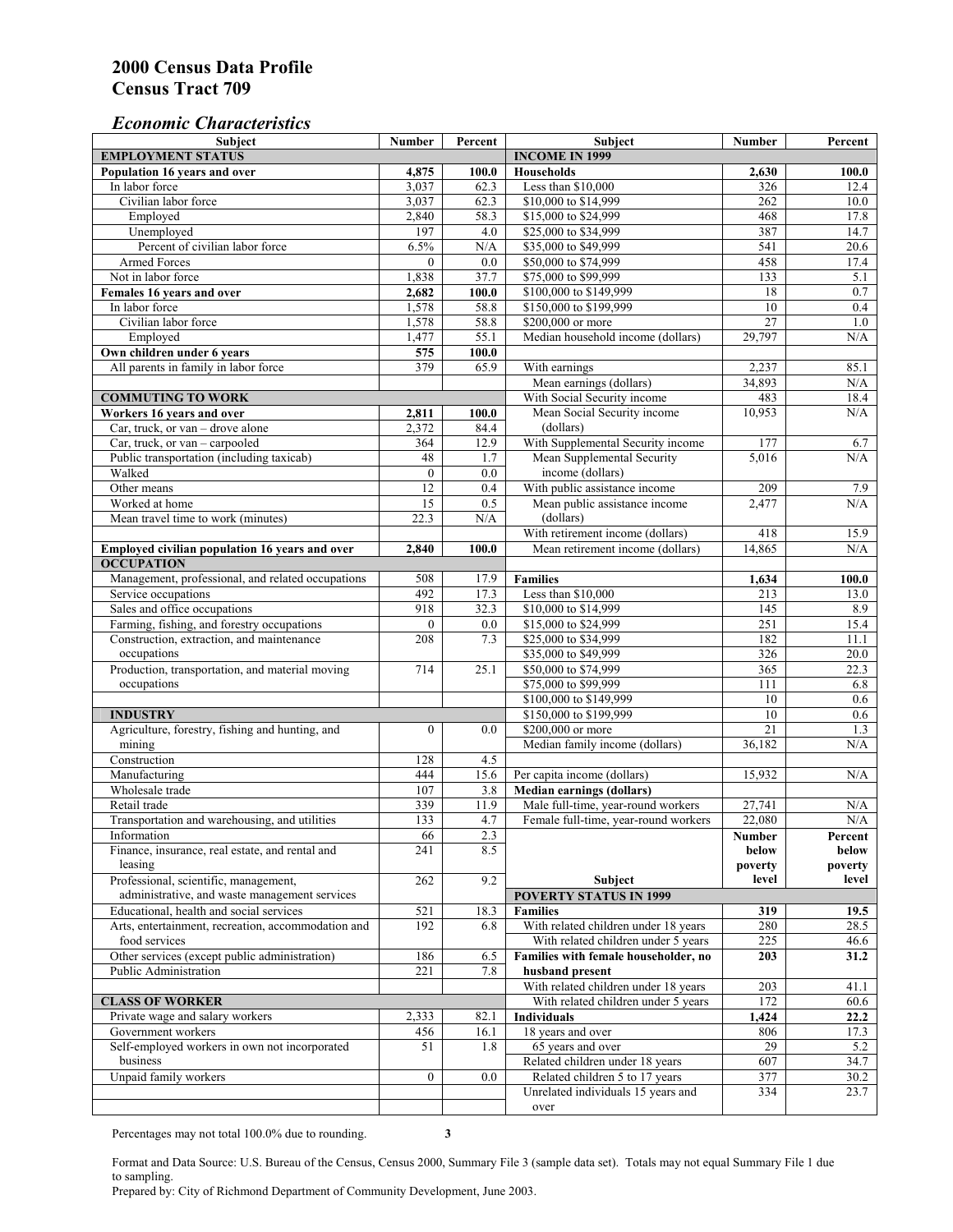# 2000 Census Data Profile
# Census Tract 709

## *Economic Characteristics*

| Subject | Number | Percent |
|---|---|---|
| **EMPLOYMENT STATUS** | | |
| **Population 16 years and over** | **4,875** | **100.0** |
| In labor force | 3,037 | 62.3 |
| Civilian labor force | 3,037 | 62.3 |
| Employed | 2,840 | 58.3 |
| Unemployed | 197 | 4.0 |
| Percent of civilian labor force | 6.5% | N/A |
| Armed Forces | 0 | 0.0 |
| Not in labor force | 1,838 | 37.7 |
| **Females 16 years and over** | **2,682** | **100.0** |
| In labor force | 1,578 | 58.8 |
| Civilian labor force | 1,578 | 58.8 |
| Employed | 1,477 | 55.1 |
| **Own children under 6 years** | **575** | **100.0** |
| All parents in family in labor force | 379 | 65.9 |
| **COMMUTING TO WORK** | | |
| **Workers 16 years and over** | **2,811** | **100.0** |
| Car, truck, or van – drove alone | 2,372 | 84.4 |
| Car, truck, or van – carpooled | 364 | 12.9 |
| Public transportation (including taxicab) | 48 | 1.7 |
| Walked | 0 | 0.0 |
| Other means | 12 | 0.4 |
| Worked at home | 15 | 0.5 |
| Mean travel time to work (minutes) | 22.3 | N/A |
| **Employed civilian population 16 years and over** | **2,840** | **100.0** |
| **OCCUPATION** | | |
| Management, professional, and related occupations | 508 | 17.9 |
| Service occupations | 492 | 17.3 |
| Sales and office occupations | 918 | 32.3 |
| Farming, fishing, and forestry occupations | 0 | 0.0 |
| Construction, extraction, and maintenance occupations | 208 | 7.3 |
| Production, transportation, and material moving occupations | 714 | 25.1 |
| **INDUSTRY** | | |
| Agriculture, forestry, fishing and hunting, and mining | 0 | 0.0 |
| Construction | 128 | 4.5 |
| Manufacturing | 444 | 15.6 |
| Wholesale trade | 107 | 3.8 |
| Retail trade | 339 | 11.9 |
| Transportation and warehousing, and utilities | 133 | 4.7 |
| Information | 66 | 2.3 |
| Finance, insurance, real estate, and rental and leasing | 241 | 8.5 |
| Professional, scientific, management, administrative, and waste management services | 262 | 9.2 |
| Educational, health and social services | 521 | 18.3 |
| Arts, entertainment, recreation, accommodation and food services | 192 | 6.8 |
| Other services (except public administration) | 186 | 6.5 |
| Public Administration | 221 | 7.8 |
| **CLASS OF WORKER** | | |
| Private wage and salary workers | 2,333 | 82.1 |
| Government workers | 456 | 16.1 |
| Self-employed workers in own not incorporated business | 51 | 1.8 |
| Unpaid family workers | 0 | 0.0 |

| Subject | Number | Percent |
|---|---|---|
| **INCOME IN 1999** | | |
| **Households** | **2,630** | **100.0** |
| Less than $10,000 | 326 | 12.4 |
| $10,000 to $14,999 | 262 | 10.0 |
| $15,000 to $24,999 | 468 | 17.8 |
| $25,000 to $34,999 | 387 | 14.7 |
| $35,000 to $49,999 | 541 | 20.6 |
| $50,000 to $74,999 | 458 | 17.4 |
| $75,000 to $99,999 | 133 | 5.1 |
| $100,000 to $149,999 | 18 | 0.7 |
| $150,000 to $199,999 | 10 | 0.4 |
| $200,000 or more | 27 | 1.0 |
| Median household income (dollars) | 29,797 | N/A |
| With earnings | 2,237 | 85.1 |
| Mean earnings (dollars) | 34,893 | N/A |
| With Social Security income | 483 | 18.4 |
| Mean Social Security income (dollars) | 10,953 | N/A |
| With Supplemental Security income | 177 | 6.7 |
| Mean Supplemental Security income (dollars) | 5,016 | N/A |
| With public assistance income | 209 | 7.9 |
| Mean public assistance income (dollars) | 2,477 | N/A |
| With retirement income (dollars) | 418 | 15.9 |
| Mean retirement income (dollars) | 14,865 | N/A |
| **Families** | **1,634** | **100.0** |
| Less than $10,000 | 213 | 13.0 |
| $10,000 to $14,999 | 145 | 8.9 |
| $15,000 to $24,999 | 251 | 15.4 |
| $25,000 to $34,999 | 182 | 11.1 |
| $35,000 to $49,999 | 326 | 20.0 |
| $50,000 to $74,999 | 365 | 22.3 |
| $75,000 to $99,999 | 111 | 6.8 |
| $100,000 to $149,999 | 10 | 0.6 |
| $150,000 to $199,999 | 10 | 0.6 |
| $200,000 or more | 21 | 1.3 |
| Median family income (dollars) | 36,182 | N/A |
| Per capita income (dollars) | 15,932 | N/A |
| **Median earnings (dollars)** | | |
| Male full-time, year-round workers | 27,741 | N/A |
| Female full-time, year-round workers | 22,080 | N/A |

| Subject | Number below poverty level | Percent below poverty level |
|---|---|---|
| **POVERTY STATUS IN 1999** | | |
| **Families** | **319** | **19.5** |
| With related children under 18 years | 280 | 28.5 |
| With related children under 5 years | 225 | 46.6 |
| **Families with female householder, no husband present** | **203** | **31.2** |
| With related children under 18 years | 203 | 41.1 |
| With related children under 5 years | 172 | 60.6 |
| **Individuals** | **1,424** | **22.2** |
| 18 years and over | 806 | 17.3 |
| 65 years and over | 29 | 5.2 |
| Related children under 18 years | 607 | 34.7 |
| Related children 5 to 17 years | 377 | 30.2 |
| Unrelated individuals 15 years and over | 334 | 23.7 |

Percentages may not total 100.0% due to rounding.

Format and Data Source: U.S. Bureau of the Census, Census 2000, Summary File 3 (sample data set). Totals may not equal Summary File 1 due to sampling.
Prepared by: City of Richmond Department of Community Development, June 2003.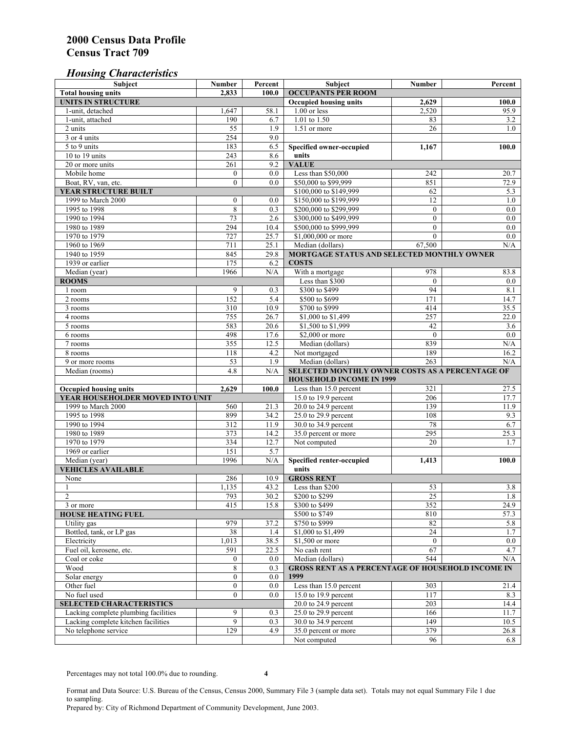# 2000 Census Data Profile
# Census Tract 709

## *Housing Characteristics*

| Subject | Number | Percent | Subject | Number | Percent |
|---|---|---|---|---|---|
| **Total housing units** | **2,833** | **100.0** | **OCCUPANTS PER ROOM** | | |
| **UNITS IN STRUCTURE** | | | **Occupied housing units** | **2,629** | **100.0** |
| 1-unit, detached | 1,647 | 58.1 | 1.00 or less | 2,520 | 95.9 |
| 1-unit, attached | 190 | 6.7 | 1.01 to 1.50 | 83 | 3.2 |
| 2 units | 55 | 1.9 | 1.51 or more | 26 | 1.0 |
| 3 or 4 units | 254 | 9.0 | | | |
| 5 to 9 units | 183 | 6.5 | **Specified owner-occupied units** | **1,167** | **100.0** |
| 10 to 19 units | 243 | 8.6 | | | |
| 20 or more units | 261 | 9.2 | **VALUE** | | |
| Mobile home | 0 | 0.0 | Less than $50,000 | 242 | 20.7 |
| Boat, RV, van, etc. | 0 | 0.0 | $50,000 to $99,999 | 851 | 72.9 |
| **YEAR STRUCTURE BUILT** | | | $100,000 to $149,999 | 62 | 5.3 |
| 1999 to March 2000 | 0 | 0.0 | $150,000 to $199,999 | 12 | 1.0 |
| 1995 to 1998 | 8 | 0.3 | $200,000 to $299,999 | 0 | 0.0 |
| 1990 to 1994 | 73 | 2.6 | $300,000 to $499,999 | 0 | 0.0 |
| 1980 to 1989 | 294 | 10.4 | $500,000 to $999,999 | 0 | 0.0 |
| 1970 to 1979 | 727 | 25.7 | $1,000,000 or more | 0 | 0.0 |
| 1960 to 1969 | 711 | 25.1 | Median (dollars) | 67,500 | N/A |
| 1940 to 1959 | 845 | 29.8 | **MORTGAGE STATUS AND SELECTED MONTHLY OWNER COSTS** | | |
| 1939 or earlier | 175 | 6.2 | | | |
| Median (year) | 1966 | N/A | With a mortgage | 978 | 83.8 |
| **ROOMS** | | | Less than $300 | 0 | 0.0 |
| 1 room | 9 | 0.3 | $300 to $499 | 94 | 8.1 |
| 2 rooms | 152 | 5.4 | $500 to $699 | 171 | 14.7 |
| 3 rooms | 310 | 10.9 | $700 to $999 | 414 | 35.5 |
| 4 rooms | 755 | 26.7 | $1,000 to $1,499 | 257 | 22.0 |
| 5 rooms | 583 | 20.6 | $1,500 to $1,999 | 42 | 3.6 |
| 6 rooms | 498 | 17.6 | $2,000 or more | 0 | 0.0 |
| 7 rooms | 355 | 12.5 | Median (dollars) | 839 | N/A |
| 8 rooms | 118 | 4.2 | Not mortgaged | 189 | 16.2 |
| 9 or more rooms | 53 | 1.9 | Median (dollars) | 263 | N/A |
| Median (rooms) | 4.8 | N/A | **SELECTED MONTHLY OWNER COSTS AS A PERCENTAGE OF HOUSEHOLD INCOME IN 1999** | | |
| | | | | | |
| **Occupied housing units** | **2,629** | **100.0** | Less than 15.0 percent | 321 | 27.5 |
| **YEAR HOUSEHOLDER MOVED INTO UNIT** | | | 15.0 to 19.9 percent | 206 | 17.7 |
| 1999 to March 2000 | 560 | 21.3 | 20.0 to 24.9 percent | 139 | 11.9 |
| 1995 to 1998 | 899 | 34.2 | 25.0 to 29.9 percent | 108 | 9.3 |
| 1990 to 1994 | 312 | 11.9 | 30.0 to 34.9 percent | 78 | 6.7 |
| 1980 to 1989 | 373 | 14.2 | 35.0 percent or more | 295 | 25.3 |
| 1970 to 1979 | 334 | 12.7 | Not computed | 20 | 1.7 |
| 1969 or earlier | 151 | 5.7 | | | |
| Median (year) | 1996 | N/A | **Specified renter-occupied units** | **1,413** | **100.0** |
| **VEHICLES AVAILABLE** | | | | | |
| None | 286 | 10.9 | **GROSS RENT** | | |
| 1 | 1,135 | 43.2 | Less than $200 | 53 | 3.8 |
| 2 | 793 | 30.2 | $200 to $299 | 25 | 1.8 |
| 3 or more | 415 | 15.8 | $300 to $499 | 352 | 24.9 |
| **HOUSE HEATING FUEL** | | | $500 to $749 | 810 | 57.3 |
| Utility gas | 979 | 37.2 | $750 to $999 | 82 | 5.8 |
| Bottled, tank, or LP gas | 38 | 1.4 | $1,000 to $1,499 | 24 | 1.7 |
| Electricity | 1,013 | 38.5 | $1,500 or more | 0 | 0.0 |
| Fuel oil, kerosene, etc. | 591 | 22.5 | No cash rent | 67 | 4.7 |
| Coal or coke | 0 | 0.0 | Median (dollars) | 544 | N/A |
| Wood | 8 | 0.3 | **GROSS RENT AS A PERCENTAGE OF HOUSEHOLD INCOME IN 1999** | | |
| Solar energy | 0 | 0.0 | | | |
| Other fuel | 0 | 0.0 | Less than 15.0 percent | 303 | 21.4 |
| No fuel used | 0 | 0.0 | 15.0 to 19.9 percent | 117 | 8.3 |
| **SELECTED CHARACTERISTICS** | | | 20.0 to 24.9 percent | 203 | 14.4 |
| Lacking complete plumbing facilities | 9 | 0.3 | 25.0 to 29.9 percent | 166 | 11.7 |
| Lacking complete kitchen facilities | 9 | 0.3 | 30.0 to 34.9 percent | 149 | 10.5 |
| No telephone service | 129 | 4.9 | 35.0 percent or more | 379 | 26.8 |
| | | | Not computed | 96 | 6.8 |

Percentages may not total 100.0% due to rounding.

Format and Data Source: U.S. Bureau of the Census, Census 2000, Summary File 3 (sample data set). Totals may not equal Summary File 1 due to sampling.
Prepared by: City of Richmond Department of Community Development, June 2003.